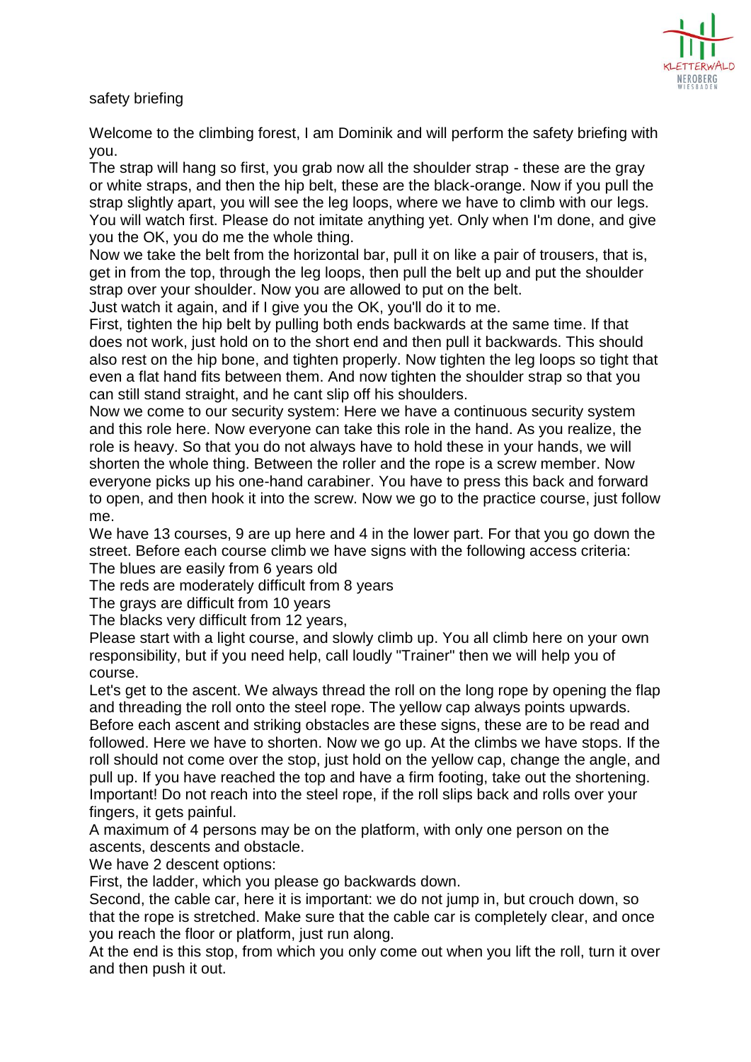safety briefing

Welcome to the climbing forest, I am Dominik and will perform the safety briefing with you.
The strap will hang so first, you grab now all the shoulder strap - these are the gray or white straps, and then the hip belt, these are the black-orange. Now if you pull the strap slightly apart, you will see the leg loops, where we have to climb with our legs. You will watch first. Please do not imitate anything yet. Only when I'm done, and give you the OK, you do me the whole thing.
Now we take the belt from the horizontal bar, pull it on like a pair of trousers, that is, get in from the top, through the leg loops, then pull the belt up and put the shoulder strap over your shoulder. Now you are allowed to put on the belt.
Just watch it again, and if I give you the OK, you'll do it to me.
First, tighten the hip belt by pulling both ends backwards at the same time. If that does not work, just hold on to the short end and then pull it backwards. This should also rest on the hip bone, and tighten properly. Now tighten the leg loops so tight that even a flat hand fits between them. And now tighten the shoulder strap so that you can still stand straight, and he cant slip off his shoulders.
Now we come to our security system: Here we have a continuous security system and this role here. Now everyone can take this role in the hand. As you realize, the role is heavy. So that you do not always have to hold these in your hands, we will shorten the whole thing. Between the roller and the rope is a screw member. Now everyone picks up his one-hand carabiner. You have to press this back and forward to open, and then hook it into the screw. Now we go to the practice course, just follow me.
We have 13 courses, 9 are up here and 4 in the lower part. For that you go down the street. Before each course climb we have signs with the following access criteria:
The blues are easily from 6 years old
The reds are moderately difficult from 8 years
The grays are difficult from 10 years
The blacks very difficult from 12 years,
Please start with a light course, and slowly climb up. You all climb here on your own responsibility, but if you need help, call loudly "Trainer" then we will help you of course.
Let's get to the ascent. We always thread the roll on the long rope by opening the flap and threading the roll onto the steel rope. The yellow cap always points upwards.
Before each ascent and striking obstacles are these signs, these are to be read and followed. Here we have to shorten. Now we go up. At the climbs we have stops. If the roll should not come over the stop, just hold on the yellow cap, change the angle, and pull up. If you have reached the top and have a firm footing, take out the shortening.
Important! Do not reach into the steel rope, if the roll slips back and rolls over your fingers, it gets painful.
A maximum of 4 persons may be on the platform, with only one person on the ascents, descents and obstacle.
We have 2 descent options:
First, the ladder, which you please go backwards down.
Second, the cable car, here it is important: we do not jump in, but crouch down, so that the rope is stretched. Make sure that the cable car is completely clear, and once you reach the floor or platform, just run along.
At the end is this stop, from which you only come out when you lift the roll, turn it over and then push it out.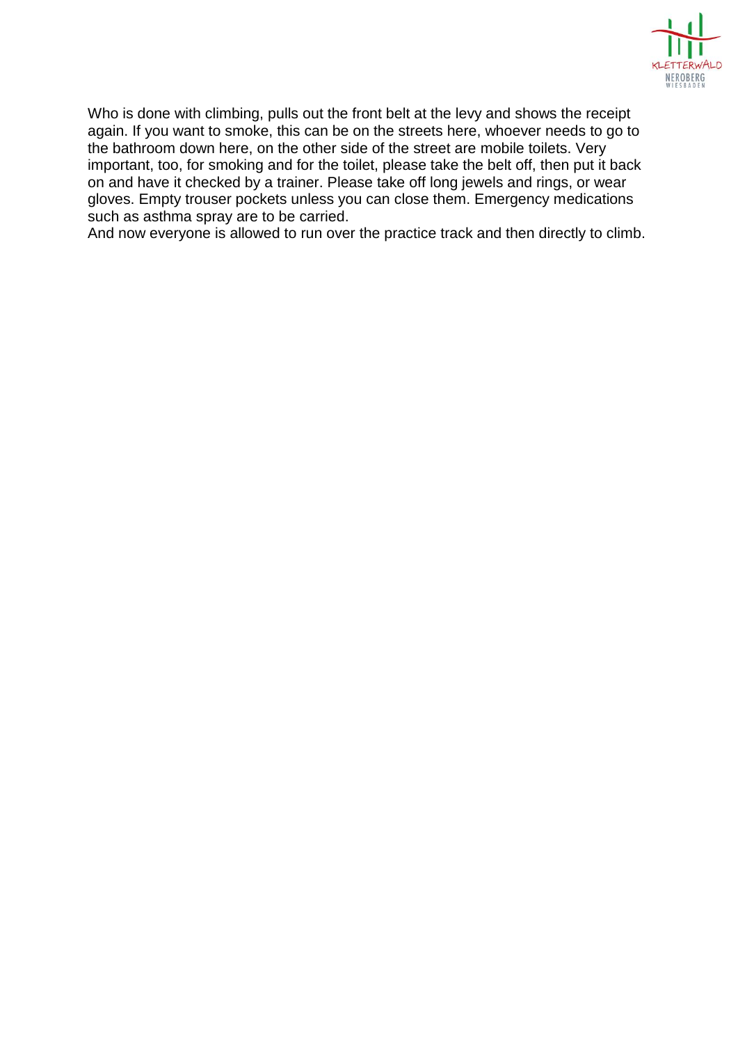Who is done with climbing, pulls out the front belt at the levy and shows the receipt again. If you want to smoke, this can be on the streets here, whoever needs to go to the bathroom down here, on the other side of the street are mobile toilets. Very important, too, for smoking and for the toilet, please take the belt off, then put it back on and have it checked by a trainer. Please take off long jewels and rings, or wear gloves. Empty trouser pockets unless you can close them. Emergency medications such as asthma spray are to be carried.

And now everyone is allowed to run over the practice track and then directly to climb.